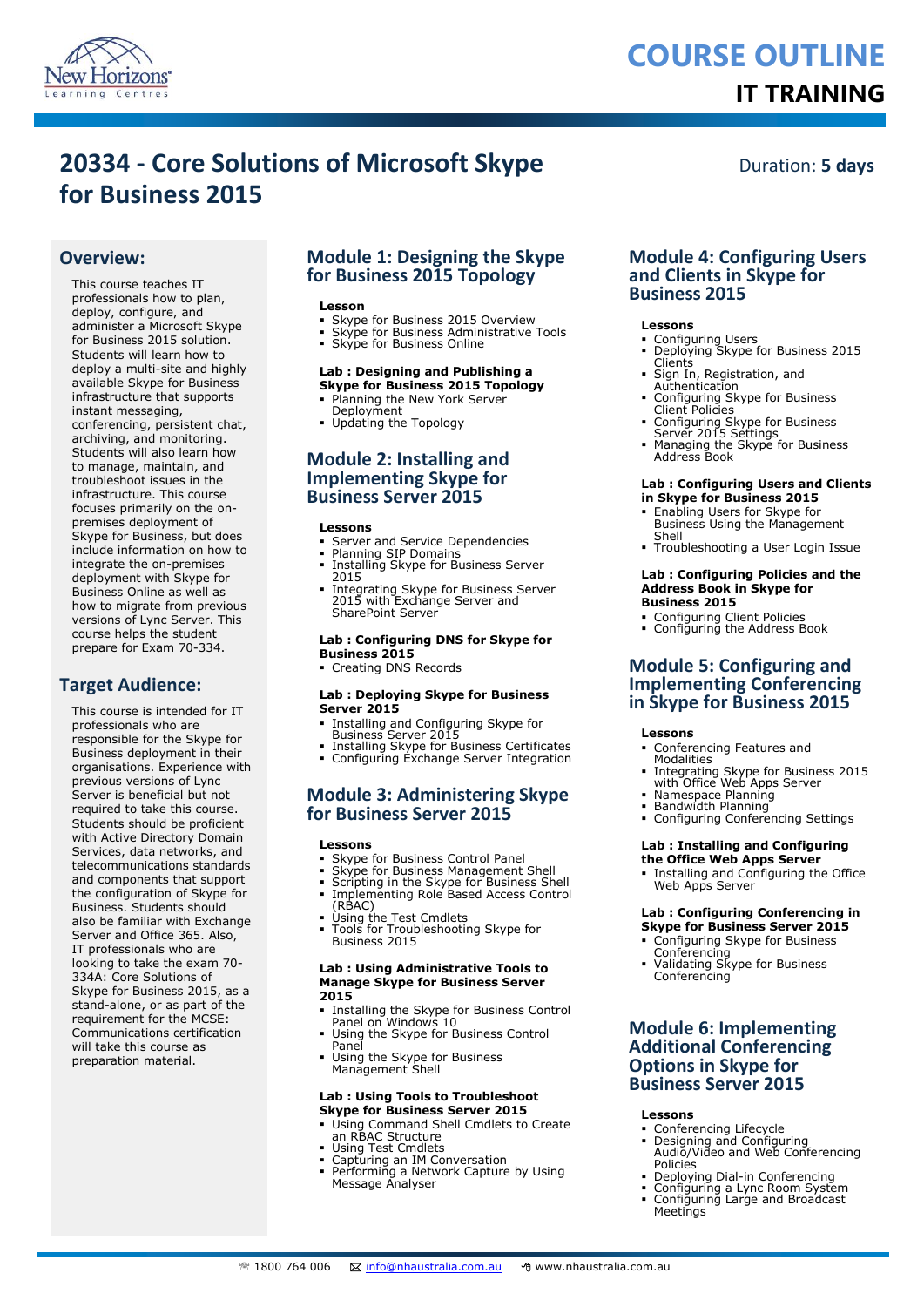# COURSE OUTLINE

## IT TRAINING

# 20334 - Core Solutions of Microsoft Skype for Business 2015

Duration: **5 days**

## Overview:

This course teaches IT professionals how to plan, deploy, configure, and administer a Microsoft Skype for Business 2015 solution. Students will learn how to deploy a multi-site and highly available Skype for Business infrastructure that supports instant messaging, conferencing, persistent chat, archiving, and monitoring. Students will also learn how to manage, maintain, and troubleshoot issues in the infrastructure. This course focuses primarily on the on-premises deployment of Skype for Business, but does include information on how to integrate the on-premises deployment with Skype for Business Online as well as how to migrate from previous versions of Lync Server. This course helps the student prepare for Exam 70-334.

## Target Audience:

This course is intended for IT professionals who are responsible for the Skype for Business deployment in their organisations. Experience with previous versions of Lync Server is beneficial but not required to take this course. Students should be proficient with Active Directory Domain Services, data networks, and telecommunications standards and components that support the configuration of Skype for Business. Students should also be familiar with Exchange Server and Office 365. Also, IT professionals who are looking to take the exam 70-334A: Core Solutions of Skype for Business 2015, as a stand-alone, or as part of the requirement for the MCSE: Communications certification will take this course as preparation material.

## Module 1: Designing the Skype for Business 2015 Topology

**Lesson**

- Skype for Business 2015 Overview
- Skype for Business Administrative Tools
- Skype for Business Online

**Lab : Designing and Publishing a Skype for Business 2015 Topology**

- Planning the New York Server Deployment
- Updating the Topology

## Module 2: Installing and Implementing Skype for Business Server 2015

**Lessons**

- Server and Service Dependencies
- Planning SIP Domains
- Installing Skype for Business Server 2015
- Integrating Skype for Business Server 2015 with Exchange Server and SharePoint Server

**Lab : Configuring DNS for Skype for Business 2015**

- Creating DNS Records

**Lab : Deploying Skype for Business Server 2015**

- Installing and Configuring Skype for Business Server 2015
- Installing Skype for Business Certificates
- Configuring Exchange Server Integration

## Module 3: Administering Skype for Business Server 2015

**Lessons**

- Skype for Business Control Panel
- Skype for Business Management Shell
- Scripting in the Skype for Business Shell
- Implementing Role Based Access Control (RBAC)
- Using the Test Cmdlets
- Tools for Troubleshooting Skype for Business 2015

**Lab : Using Administrative Tools to Manage Skype for Business Server 2015**

- Installing the Skype for Business Control Panel on Windows 10
- Using the Skype for Business Control Panel
- Using the Skype for Business Management Shell

**Lab : Using Tools to Troubleshoot Skype for Business Server 2015**

- Using Command Shell Cmdlets to Create an RBAC Structure
- Using Test Cmdlets
- Capturing an IM Conversation
- Performing a Network Capture by Using Message Analyser

## Module 4: Configuring Users and Clients in Skype for Business 2015

**Lessons**

- Configuring Users
- Deploying Skype for Business 2015 Clients
- Sign In, Registration, and Authentication
- Configuring Skype for Business Client Policies
- Configuring Skype for Business Server 2015 Settings
- Managing the Skype for Business Address Book

**Lab : Configuring Users and Clients in Skype for Business 2015**

- Enabling Users for Skype for Business Using the Management Shell
- Troubleshooting a User Login Issue

**Lab : Configuring Policies and the Address Book in Skype for Business 2015**

- Configuring Client Policies
- Configuring the Address Book

## Module 5: Configuring and Implementing Conferencing in Skype for Business 2015

**Lessons**

- Conferencing Features and Modalities
- Integrating Skype for Business 2015 with Office Web Apps Server
- Namespace Planning
- Bandwidth Planning
- Configuring Conferencing Settings

**Lab : Installing and Configuring the Office Web Apps Server**

- Installing and Configuring the Office Web Apps Server

**Lab : Configuring Conferencing in Skype for Business Server 2015**

- Configuring Skype for Business Conferencing
- Validating Skype for Business Conferencing

## Module 6: Implementing Additional Conferencing Options in Skype for Business Server 2015

**Lessons**

- Conferencing Lifecycle
- Designing and Configuring Audio/Video and Web Conferencing Policies
- Deploying Dial-in Conferencing
- Configuring a Lync Room System
- Configuring Large and Broadcast Meetings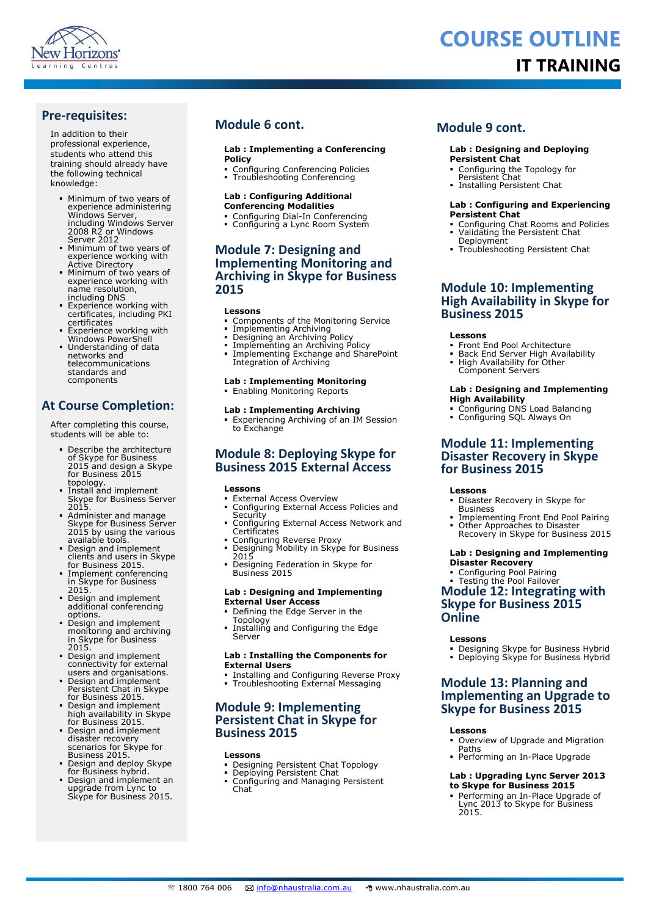## Pre-requisites:

In addition to their professional experience, students who attend this training should already have the following technical knowledge:

- Minimum of two years of experience administering Windows Server, including Windows Server 2008 R2 or Windows Server 2012
- Minimum of two years of experience working with Active Directory
- Minimum of two years of experience working with name resolution, including DNS
- Experience working with certificates, including PKI certificates
- Experience working with Windows PowerShell
- Understanding of data networks and telecommunications standards and components

## At Course Completion:

After completing this course, students will be able to:

- Describe the architecture of Skype for Business 2015 and design a Skype for Business 2015 topology.
- Install and implement Skype for Business Server 2015.
- Administer and manage Skype for Business Server 2015 by using the various available tools.
- Design and implement clients and users in Skype for Business 2015.
- Implement conferencing in Skype for Business 2015.
- Design and implement additional conferencing options.
- Design and implement monitoring and archiving in Skype for Business 2015.
- Design and implement connectivity for external users and organisations.
- Design and implement Persistent Chat in Skype for Business 2015.
- Design and implement high availability in Skype for Business 2015.
- Design and implement disaster recovery scenarios for Skype for Business 2015.
- Design and deploy Skype for Business hybrid.
- Design and implement an upgrade from Lync to Skype for Business 2015.

## Module 6 cont.

**Lab : Implementing a Conferencing Policy**

- Configuring Conferencing Policies
- Troubleshooting Conferencing

**Lab : Configuring Additional Conferencing Modalities**

- Configuring Dial-In Conferencing
- Configuring a Lync Room System

## Module 7: Designing and Implementing Monitoring and Archiving in Skype for Business 2015

**Lessons**

- Components of the Monitoring Service
- Implementing Archiving
- Designing an Archiving Policy
- Implementing an Archiving Policy
- Implementing Exchange and SharePoint Integration of Archiving

**Lab : Implementing Monitoring**

- Enabling Monitoring Reports

**Lab : Implementing Archiving**

- Experiencing Archiving of an IM Session to Exchange

## Module 8: Deploying Skype for Business 2015 External Access

**Lessons**

- External Access Overview
- Configuring External Access Policies and Security
- Configuring External Access Network and Certificates
- Configuring Reverse Proxy
- Designing Mobility in Skype for Business 2015
- Designing Federation in Skype for Business 2015

**Lab : Designing and Implementing External User Access**

- Defining the Edge Server in the Topology
- Installing and Configuring the Edge Server

**Lab : Installing the Components for External Users**

- Installing and Configuring Reverse Proxy
- Troubleshooting External Messaging

## Module 9: Implementing Persistent Chat in Skype for Business 2015

**Lessons**

- Designing Persistent Chat Topology
- Deploying Persistent Chat
- Configuring and Managing Persistent Chat

## Module 9 cont.

**Lab : Designing and Deploying Persistent Chat**

- Configuring the Topology for Persistent Chat
- Installing Persistent Chat

**Lab : Configuring and Experiencing Persistent Chat**

- Configuring Chat Rooms and Policies
- Validating the Persistent Chat Deployment
- Troubleshooting Persistent Chat

## Module 10: Implementing High Availability in Skype for Business 2015

**Lessons**

- Front End Pool Architecture
- Back End Server High Availability
- High Availability for Other Component Servers

**Lab : Designing and Implementing High Availability**

- Configuring DNS Load Balancing
- Configuring SQL Always On

## Module 11: Implementing Disaster Recovery in Skype for Business 2015

**Lessons**

- Disaster Recovery in Skype for Business
- Implementing Front End Pool Pairing
- Other Approaches to Disaster Recovery in Skype for Business 2015

**Lab : Designing and Implementing Disaster Recovery**

- Configuring Pool Pairing
- Testing the Pool Failover

## Module 12: Integrating with Skype for Business 2015 Online

**Lessons**

- Designing Skype for Business Hybrid
- Deploying Skype for Business Hybrid

## Module 13: Planning and Implementing an Upgrade to Skype for Business 2015

**Lessons**

- Overview of Upgrade and Migration Paths
- Performing an In-Place Upgrade

**Lab : Upgrading Lync Server 2013 to Skype for Business 2015**

- Performing an In-Place Upgrade of Lync 2013 to Skype for Business 2015.